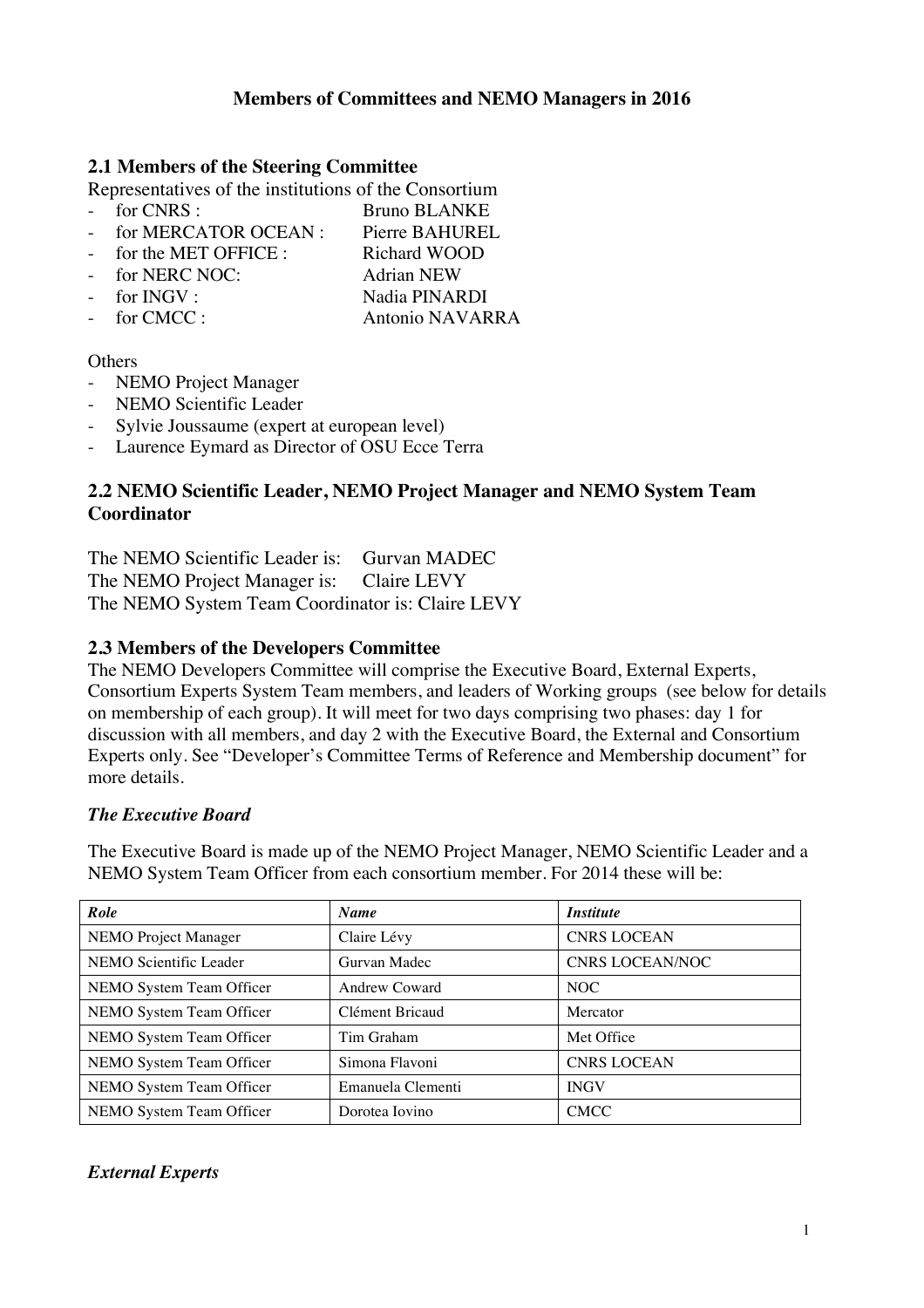**Members of Committees and NEMO Managers in 2016**

## 2.1 Members of the Steering Committee

Representatives of the institutions of the Consortium

- for CNRS : Bruno BLANKE
- for MERCATOR OCEAN : Pierre BAHUREL
- for the MET OFFICE : Richard WOOD
- for NERC NOC: Adrian NEW
- for INGV : Nadia PINARDI
- for CMCC : Antonio NAVARRA

Others

- NEMO Project Manager
- NEMO Scientific Leader
- Sylvie Joussaume (expert at european level)
- Laurence Eymard as Director of OSU Ecce Terra

## 2.2 NEMO Scientific Leader, NEMO Project Manager and NEMO System Team Coordinator

The NEMO Scientific Leader is: Gurvan MADEC
The NEMO Project Manager is: Claire LEVY
The NEMO System Team Coordinator is: Claire LEVY

## 2.3 Members of the Developers Committee

The NEMO Developers Committee will comprise the Executive Board, External Experts, Consortium Experts System Team members, and leaders of Working groups (see below for details on membership of each group). It will meet for two days comprising two phases: day 1 for discussion with all members, and day 2 with the Executive Board, the External and Consortium Experts only. See "Developer's Committee Terms of Reference and Membership document" for more details.

### *The Executive Board*

The Executive Board is made up of the NEMO Project Manager, NEMO Scientific Leader and a NEMO System Team Officer from each consortium member. For 2014 these will be:

| ***Role*** | ***Name*** | ***Institute*** |
|---|---|---|
| NEMO Project Manager | Claire Lévy | CNRS LOCEAN |
| NEMO Scientific Leader | Gurvan Madec | CNRS LOCEAN/NOC |
| NEMO System Team Officer | Andrew Coward | NOC |
| NEMO System Team Officer | Clément Bricaud | Mercator |
| NEMO System Team Officer | Tim Graham | Met Office |
| NEMO System Team Officer | Simona Flavoni | CNRS LOCEAN |
| NEMO System Team Officer | Emanuela Clementi | INGV |
| NEMO System Team Officer | Dorotea Iovino | CMCC |

### *External Experts*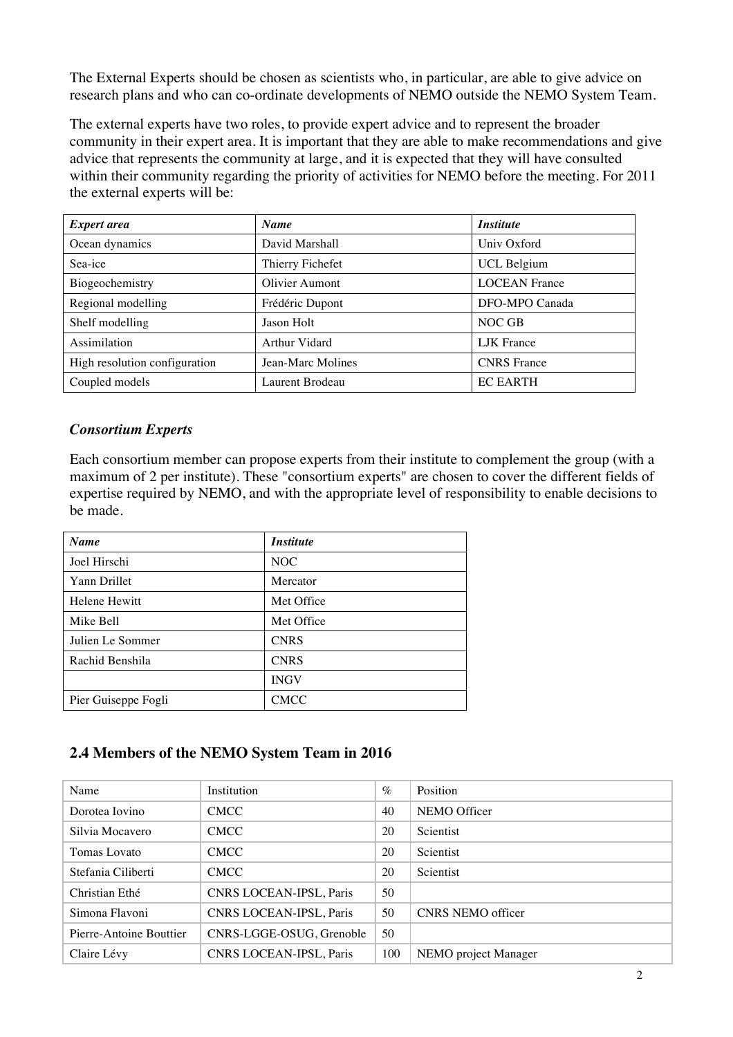The External Experts should be chosen as scientists who, in particular, are able to give advice on research plans and who can co-ordinate developments of NEMO outside the NEMO System Team.

The external experts have two roles, to provide expert advice and to represent the broader community in their expert area. It is important that they are able to make recommendations and give advice that represents the community at large, and it is expected that they will have consulted within their community regarding the priority of activities for NEMO before the meeting. For 2011 the external experts will be:

| *Expert area* | *Name* | *Institute* |
|---|---|---|
| Ocean dynamics | David Marshall | Univ Oxford |
| Sea-ice | Thierry Fichefet | UCL Belgium |
| Biogeochemistry | Olivier Aumont | LOCEAN France |
| Regional modelling | Frédéric Dupont | DFO-MPO Canada |
| Shelf modelling | Jason Holt | NOC GB |
| Assimilation | Arthur Vidard | LJK France |
| High resolution configuration | Jean-Marc Molines | CNRS France |
| Coupled models | Laurent Brodeau | EC EARTH |

### *Consortium Experts*

Each consortium member can propose experts from their institute to complement the group (with a maximum of 2 per institute). These "consortium experts" are chosen to cover the different fields of expertise required by NEMO, and with the appropriate level of responsibility to enable decisions to be made.

| *Name* | *Institute* |
|---|---|
| Joel Hirschi | NOC |
| Yann Drillet | Mercator |
| Helene Hewitt | Met Office |
| Mike Bell | Met Office |
| Julien Le Sommer | CNRS |
| Rachid Benshila | CNRS |
| | INGV |
| Pier Guiseppe Fogli | CMCC |

## 2.4 Members of the NEMO System Team in 2016

| Name | Institution | % | Position |
|---|---|---|---|
| Dorotea Iovino | CMCC | 40 | NEMO Officer |
| Silvia Mocavero | CMCC | 20 | Scientist |
| Tomas Lovato | CMCC | 20 | Scientist |
| Stefania Ciliberti | CMCC | 20 | Scientist |
| Christian Ethé | CNRS LOCEAN-IPSL, Paris | 50 | |
| Simona Flavoni | CNRS LOCEAN-IPSL, Paris | 50 | CNRS NEMO officer |
| Pierre-Antoine Bouttier | CNRS-LGGE-OSUG, Grenoble | 50 | |
| Claire Lévy | CNRS LOCEAN-IPSL, Paris | 100 | NEMO project Manager |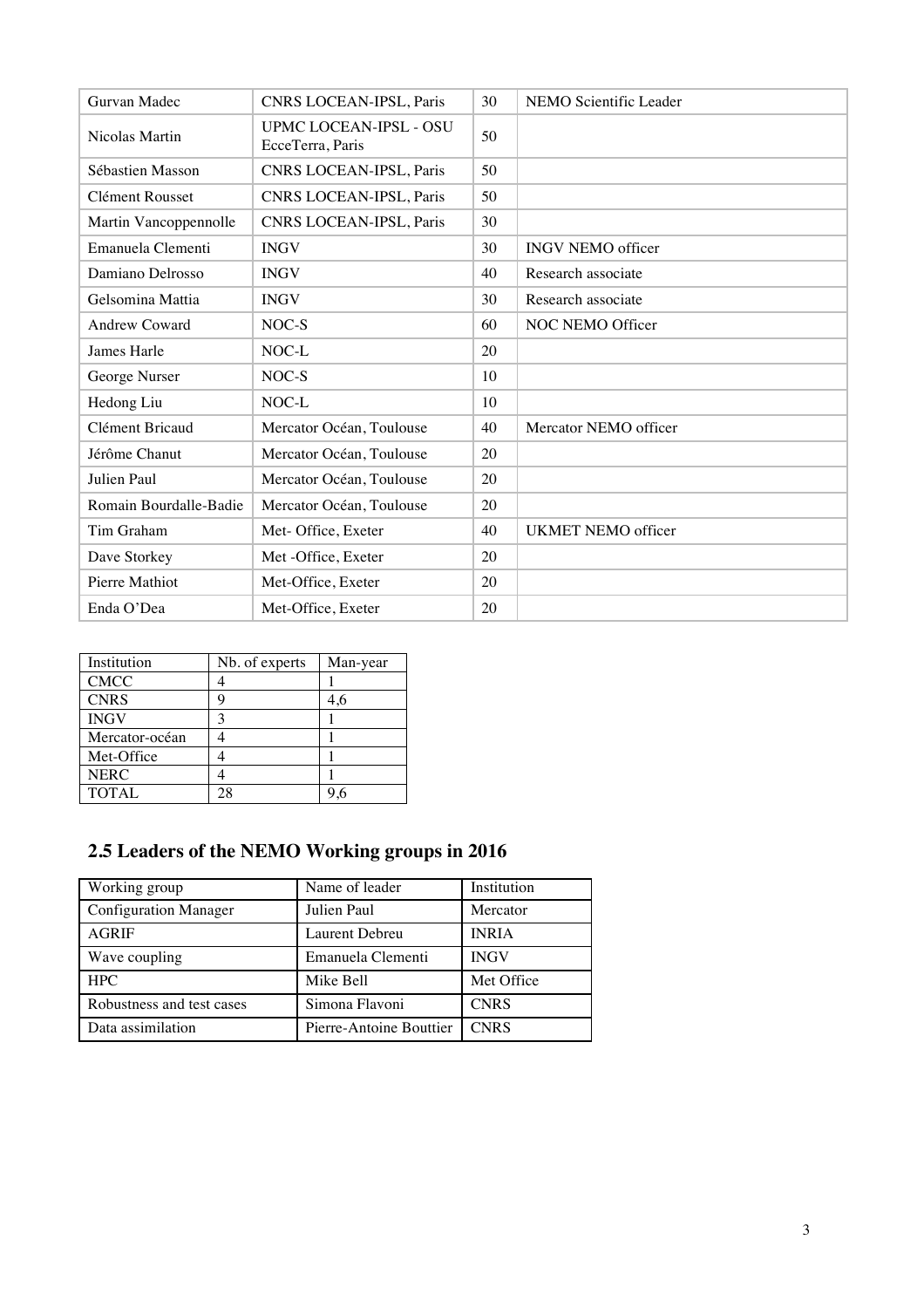| | | | |
|---|---|---|---|
| Gurvan Madec | CNRS LOCEAN-IPSL, Paris | 30 | NEMO Scientific Leader |
| Nicolas Martin | UPMC LOCEAN-IPSL - OSU EcceTerra, Paris | 50 | |
| Sébastien Masson | CNRS LOCEAN-IPSL, Paris | 50 | |
| Clément Rousset | CNRS LOCEAN-IPSL, Paris | 50 | |
| Martin Vancoppennolle | CNRS LOCEAN-IPSL, Paris | 30 | |
| Emanuela Clementi | INGV | 30 | INGV NEMO officer |
| Damiano Delrosso | INGV | 40 | Research associate |
| Gelsomina Mattia | INGV | 30 | Research associate |
| Andrew Coward | NOC-S | 60 | NOC NEMO Officer |
| James Harle | NOC-L | 20 | |
| George Nurser | NOC-S | 10 | |
| Hedong Liu | NOC-L | 10 | |
| Clément Bricaud | Mercator Océan, Toulouse | 40 | Mercator NEMO officer |
| Jérôme Chanut | Mercator Océan, Toulouse | 20 | |
| Julien Paul | Mercator Océan, Toulouse | 20 | |
| Romain Bourdalle-Badie | Mercator Océan, Toulouse | 20 | |
| Tim Graham | Met- Office, Exeter | 40 | UKMET NEMO officer |
| Dave Storkey | Met -Office, Exeter | 20 | |
| Pierre Mathiot | Met-Office, Exeter | 20 | |
| Enda O'Dea | Met-Office, Exeter | 20 | |

| Institution | Nb. of experts | Man-year |
|---|---|---|
| CMCC | 4 | 1 |
| CNRS | 9 | 4,6 |
| INGV | 3 | 1 |
| Mercator-océan | 4 | 1 |
| Met-Office | 4 | 1 |
| NERC | 4 | 1 |
| TOTAL | 28 | 9,6 |

## 2.5 Leaders of the NEMO Working groups in 2016

| Working group | Name of leader | Institution |
|---|---|---|
| Configuration Manager | Julien Paul | Mercator |
| AGRIF | Laurent Debreu | INRIA |
| Wave coupling | Emanuela Clementi | INGV |
| HPC | Mike Bell | Met Office |
| Robustness and test cases | Simona Flavoni | CNRS |
| Data assimilation | Pierre-Antoine Bouttier | CNRS |